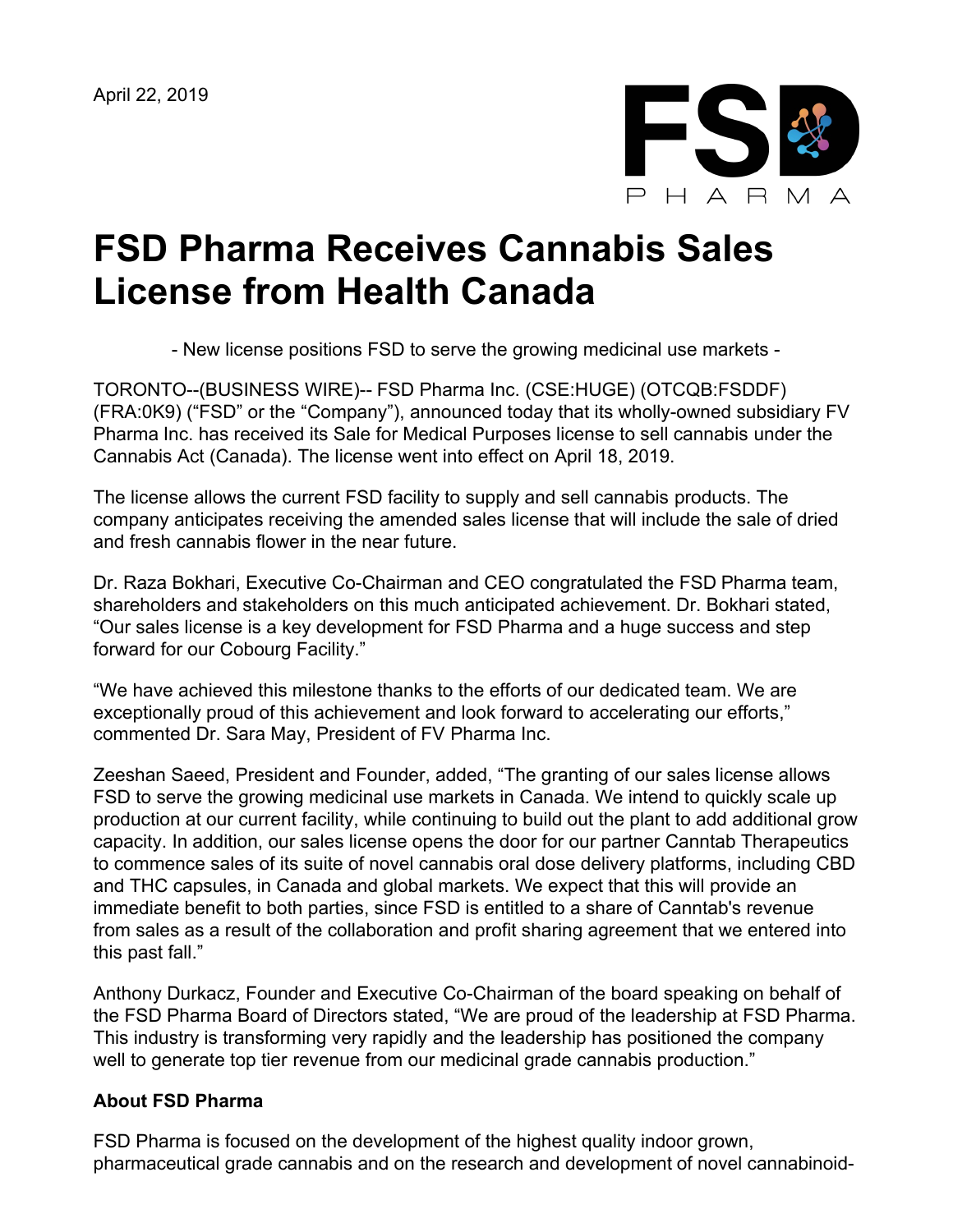April 22, 2019

# FSD Pharma Receives Cannabis Sales License from Health Canada

- New license positions FSD to serve the growing medicinal use markets -

TORONTO--(BUSINESS WIRE)-- FSD Pharma Inc. (CSE:HUGE) (OTCQB:FSDDF) (FRA:0K9) ("FSD" or the "Company"), announced today that its wholly-owned subsidiary FV Pharma Inc. has received its Sale for Medical Purposes license to sell cannabis under the Cannabis Act (Canada). The license went into effect on April 18, 2019.

The license allows the current FSD facility to supply and sell cannabis products. The company anticipates receiving the amended sales license that will include the sale of dried and fresh cannabis flower in the near future.

Dr. Raza Bokhari, Executive Co-Chairman and CEO congratulated the FSD Pharma team, shareholders and stakeholders on this much anticipated achievement. Dr. Bokhari stated, "Our sales license is a key development for FSD Pharma and a huge success and step forward for our Cobourg Facility."

"We have achieved this milestone thanks to the efforts of our dedicated team. We are exceptionally proud of this achievement and look forward to accelerating our efforts," commented Dr. Sara May, President of FV Pharma Inc.

Zeeshan Saeed, President and Founder, added, "The granting of our sales license allows FSD to serve the growing medicinal use markets in Canada. We intend to quickly scale up production at our current facility, while continuing to build out the plant to add additional grow capacity. In addition, our sales license opens the door for our partner Canntab Therapeutics to commence sales of its suite of novel cannabis oral dose delivery platforms, including CBD and THC capsules, in Canada and global markets. We expect that this will provide an immediate benefit to both parties, since FSD is entitled to a share of Canntab's revenue from sales as a result of the collaboration and profit sharing agreement that we entered into this past fall."

Anthony Durkacz, Founder and Executive Co-Chairman of the board speaking on behalf of the FSD Pharma Board of Directors stated, "We are proud of the leadership at FSD Pharma. This industry is transforming very rapidly and the leadership has positioned the company well to generate top tier revenue from our medicinal grade cannabis production."

**About FSD Pharma**

FSD Pharma is focused on the development of the highest quality indoor grown, pharmaceutical grade cannabis and on the research and development of novel cannabinoid-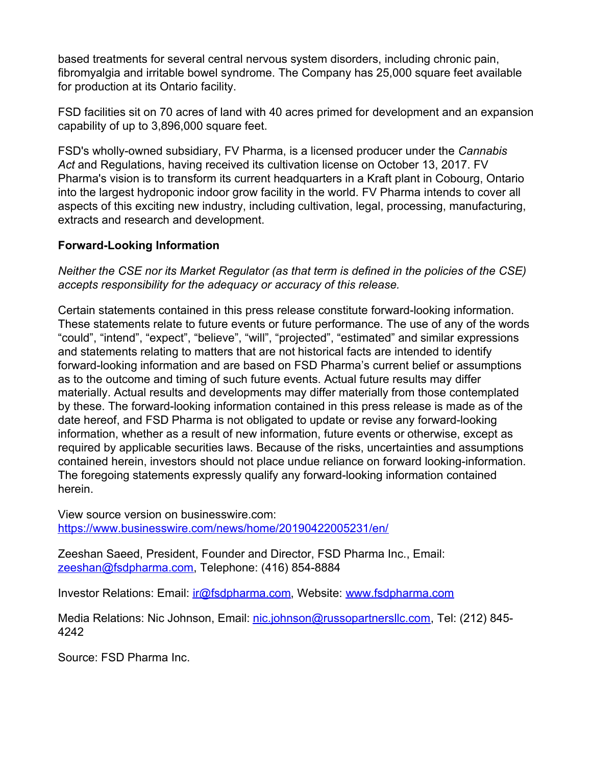based treatments for several central nervous system disorders, including chronic pain, fibromyalgia and irritable bowel syndrome. The Company has 25,000 square feet available for production at its Ontario facility.

FSD facilities sit on 70 acres of land with 40 acres primed for development and an expansion capability of up to 3,896,000 square feet.

FSD's wholly-owned subsidiary, FV Pharma, is a licensed producer under the *Cannabis Act* and Regulations, having received its cultivation license on October 13, 2017. FV Pharma's vision is to transform its current headquarters in a Kraft plant in Cobourg, Ontario into the largest hydroponic indoor grow facility in the world. FV Pharma intends to cover all aspects of this exciting new industry, including cultivation, legal, processing, manufacturing, extracts and research and development.

**Forward-Looking Information**

*Neither the CSE nor its Market Regulator (as that term is defined in the policies of the CSE) accepts responsibility for the adequacy or accuracy of this release.*

Certain statements contained in this press release constitute forward-looking information. These statements relate to future events or future performance. The use of any of the words "could", "intend", "expect", "believe", "will", "projected", "estimated" and similar expressions and statements relating to matters that are not historical facts are intended to identify forward-looking information and are based on FSD Pharma's current belief or assumptions as to the outcome and timing of such future events. Actual future results may differ materially. Actual results and developments may differ materially from those contemplated by these. The forward-looking information contained in this press release is made as of the date hereof, and FSD Pharma is not obligated to update or revise any forward-looking information, whether as a result of new information, future events or otherwise, except as required by applicable securities laws. Because of the risks, uncertainties and assumptions contained herein, investors should not place undue reliance on forward looking-information. The foregoing statements expressly qualify any forward-looking information contained herein.

View source version on businesswire.com: [https://www.businesswire.com/news/home/20190422005231/en/](https://www.businesswire.com/news/home/20190422005231/en/)

Zeeshan Saeed, President, Founder and Director, FSD Pharma Inc., Email: [zeeshan@fsdpharma.com](mailto:zeeshan@fsdpharma.com), Telephone: (416) 854-8884

Investor Relations: Email: [ir@fsdpharma.com](mailto:ir@fsdpharma.com), Website: [www.fsdpharma.com](http://www.fsdpharma.com)

Media Relations: Nic Johnson, Email: [nic.johnson@russopartnersllc.com](mailto:nic.johnson@russopartnersllc.com), Tel: (212) 845-4242

Source: FSD Pharma Inc.